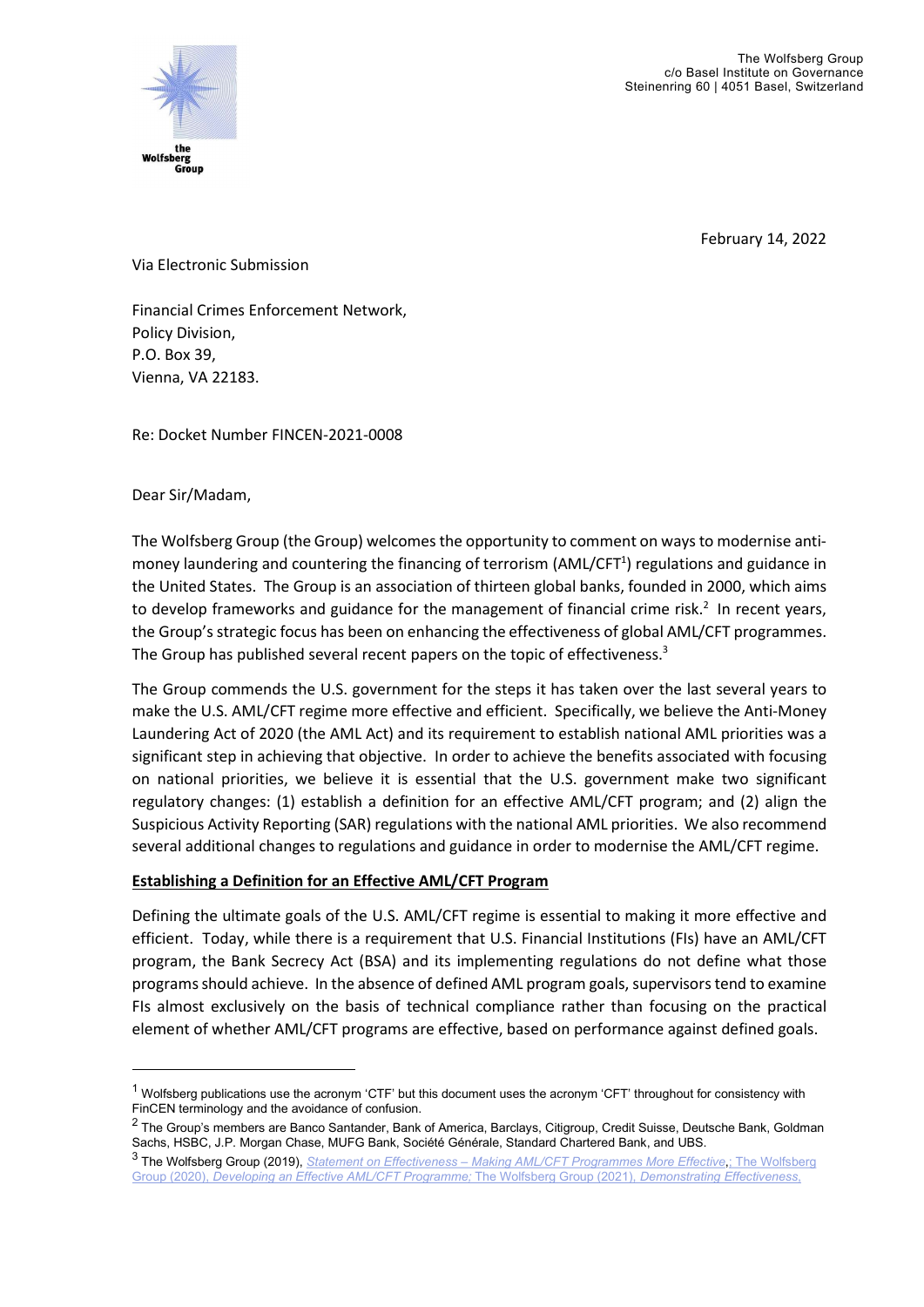The Wolfsberg Group
c/o Basel Institute on Governance
Steinenring 60 | 4051 Basel, Switzerland

February 14, 2022

Via Electronic Submission

Financial Crimes Enforcement Network,
Policy Division,
P.O. Box 39,
Vienna, VA 22183.

Re: Docket Number FINCEN-2021-0008

Dear Sir/Madam,

The Wolfsberg Group (the Group) welcomes the opportunity to comment on ways to modernise anti-money laundering and countering the financing of terrorism (AML/CFT[1]) regulations and guidance in the United States. The Group is an association of thirteen global banks, founded in 2000, which aims to develop frameworks and guidance for the management of financial crime risk.[2] In recent years, the Group's strategic focus has been on enhancing the effectiveness of global AML/CFT programmes. The Group has published several recent papers on the topic of effectiveness.[3]

The Group commends the U.S. government for the steps it has taken over the last several years to make the U.S. AML/CFT regime more effective and efficient. Specifically, we believe the Anti-Money Laundering Act of 2020 (the AML Act) and its requirement to establish national AML priorities was a significant step in achieving that objective. In order to achieve the benefits associated with focusing on national priorities, we believe it is essential that the U.S. government make two significant regulatory changes: (1) establish a definition for an effective AML/CFT program; and (2) align the Suspicious Activity Reporting (SAR) regulations with the national AML priorities. We also recommend several additional changes to regulations and guidance in order to modernise the AML/CFT regime.

## Establishing a Definition for an Effective AML/CFT Program

Defining the ultimate goals of the U.S. AML/CFT regime is essential to making it more effective and efficient. Today, while there is a requirement that U.S. Financial Institutions (FIs) have an AML/CFT program, the Bank Secrecy Act (BSA) and its implementing regulations do not define what those programs should achieve. In the absence of defined AML program goals, supervisors tend to examine FIs almost exclusively on the basis of technical compliance rather than focusing on the practical element of whether AML/CFT programs are effective, based on performance against defined goals.

---

[1] Wolfsberg publications use the acronym 'CTF' but this document uses the acronym 'CFT' throughout for consistency with FinCEN terminology and the avoidance of confusion.

[2] The Group's members are Banco Santander, Bank of America, Barclays, Citigroup, Credit Suisse, Deutsche Bank, Goldman Sachs, HSBC, J.P. Morgan Chase, MUFG Bank, Société Générale, Standard Chartered Bank, and UBS.

[3] The Wolfsberg Group (2019), *Statement on Effectiveness – Making AML/CTF Programmes More Effective*,; The Wolfsberg Group (2020), *Developing an Effective AML/CTF Programme;* The Wolfsberg Group (2021), *Demonstrating Effectiveness*.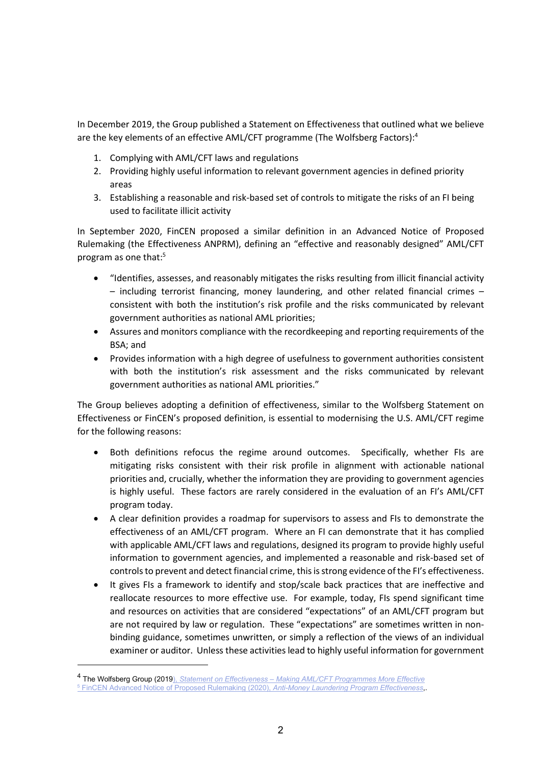In December 2019, the Group published a Statement on Effectiveness that outlined what we believe are the key elements of an effective AML/CFT programme (The Wolfsberg Factors):[4]

1. Complying with AML/CFT laws and regulations
2. Providing highly useful information to relevant government agencies in defined priority areas
3. Establishing a reasonable and risk-based set of controls to mitigate the risks of an FI being used to facilitate illicit activity

In September 2020, FinCEN proposed a similar definition in an Advanced Notice of Proposed Rulemaking (the Effectiveness ANPRM), defining an "effective and reasonably designed" AML/CFT program as one that:[5]

- "Identifies, assesses, and reasonably mitigates the risks resulting from illicit financial activity – including terrorist financing, money laundering, and other related financial crimes – consistent with both the institution's risk profile and the risks communicated by relevant government authorities as national AML priorities;
- Assures and monitors compliance with the recordkeeping and reporting requirements of the BSA; and
- Provides information with a high degree of usefulness to government authorities consistent with both the institution's risk assessment and the risks communicated by relevant government authorities as national AML priorities."

The Group believes adopting a definition of effectiveness, similar to the Wolfsberg Statement on Effectiveness or FinCEN's proposed definition, is essential to modernising the U.S. AML/CFT regime for the following reasons:

- Both definitions refocus the regime around outcomes. Specifically, whether FIs are mitigating risks consistent with their risk profile in alignment with actionable national priorities and, crucially, whether the information they are providing to government agencies is highly useful. These factors are rarely considered in the evaluation of an FI's AML/CFT program today.
- A clear definition provides a roadmap for supervisors to assess and FIs to demonstrate the effectiveness of an AML/CFT program. Where an FI can demonstrate that it has complied with applicable AML/CFT laws and regulations, designed its program to provide highly useful information to government agencies, and implemented a reasonable and risk-based set of controls to prevent and detect financial crime, this is strong evidence of the FI's effectiveness.
- It gives FIs a framework to identify and stop/scale back practices that are ineffective and reallocate resources to more effective use. For example, today, FIs spend significant time and resources on activities that are considered "expectations" of an AML/CFT program but are not required by law or regulation. These "expectations" are sometimes written in non-binding guidance, sometimes unwritten, or simply a reflection of the views of an individual examiner or auditor. Unless these activities lead to highly useful information for government

---

[4] The Wolfsberg Group (2019), *Statement on Effectiveness – Making AML/CFT Programmes More Effective*

[5] FinCEN Advanced Notice of Proposed Rulemaking (2020), *Anti-Money Laundering Program Effectiveness*,.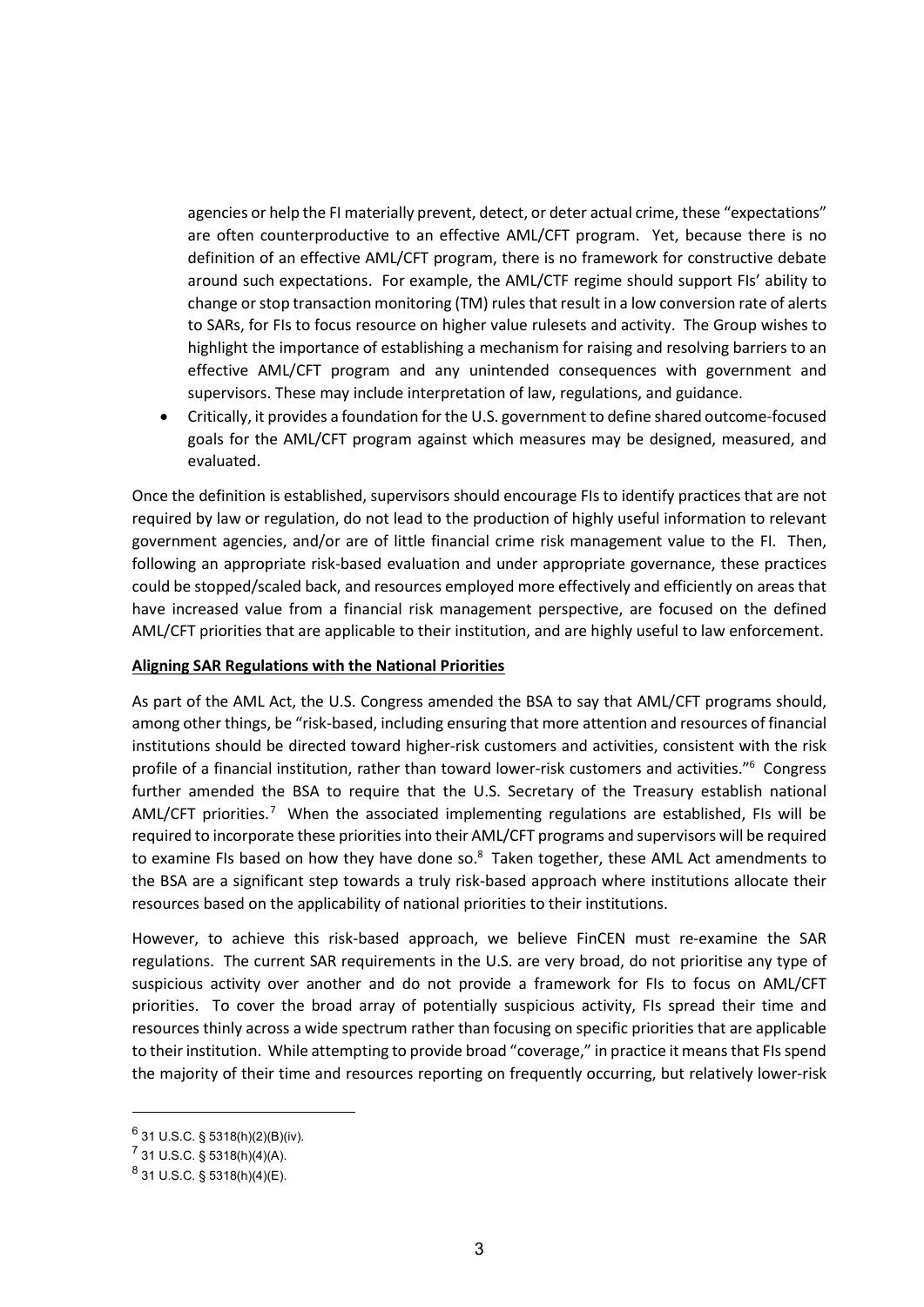agencies or help the FI materially prevent, detect, or deter actual crime, these "expectations" are often counterproductive to an effective AML/CFT program. Yet, because there is no definition of an effective AML/CFT program, there is no framework for constructive debate around such expectations. For example, the AML/CTF regime should support FIs' ability to change or stop transaction monitoring (TM) rules that result in a low conversion rate of alerts to SARs, for FIs to focus resource on higher value rulesets and activity. The Group wishes to highlight the importance of establishing a mechanism for raising and resolving barriers to an effective AML/CFT program and any unintended consequences with government and supervisors. These may include interpretation of law, regulations, and guidance.

- Critically, it provides a foundation for the U.S. government to define shared outcome-focused goals for the AML/CFT program against which measures may be designed, measured, and evaluated.

Once the definition is established, supervisors should encourage FIs to identify practices that are not required by law or regulation, do not lead to the production of highly useful information to relevant government agencies, and/or are of little financial crime risk management value to the FI. Then, following an appropriate risk-based evaluation and under appropriate governance, these practices could be stopped/scaled back, and resources employed more effectively and efficiently on areas that have increased value from a financial risk management perspective, are focused on the defined AML/CFT priorities that are applicable to their institution, and are highly useful to law enforcement.

**Aligning SAR Regulations with the National Priorities**

As part of the AML Act, the U.S. Congress amended the BSA to say that AML/CFT programs should, among other things, be "risk-based, including ensuring that more attention and resources of financial institutions should be directed toward higher-risk customers and activities, consistent with the risk profile of a financial institution, rather than toward lower-risk customers and activities."[6] Congress further amended the BSA to require that the U.S. Secretary of the Treasury establish national AML/CFT priorities.[7] When the associated implementing regulations are established, FIs will be required to incorporate these priorities into their AML/CFT programs and supervisors will be required to examine FIs based on how they have done so.[8] Taken together, these AML Act amendments to the BSA are a significant step towards a truly risk-based approach where institutions allocate their resources based on the applicability of national priorities to their institutions.

However, to achieve this risk-based approach, we believe FinCEN must re-examine the SAR regulations. The current SAR requirements in the U.S. are very broad, do not prioritise any type of suspicious activity over another and do not provide a framework for FIs to focus on AML/CFT priorities. To cover the broad array of potentially suspicious activity, FIs spread their time and resources thinly across a wide spectrum rather than focusing on specific priorities that are applicable to their institution. While attempting to provide broad "coverage," in practice it means that FIs spend the majority of their time and resources reporting on frequently occurring, but relatively lower-risk

---

[6] 31 U.S.C. § 5318(h)(2)(B)(iv).

[7] 31 U.S.C. § 5318(h)(4)(A).

[8] 31 U.S.C. § 5318(h)(4)(E).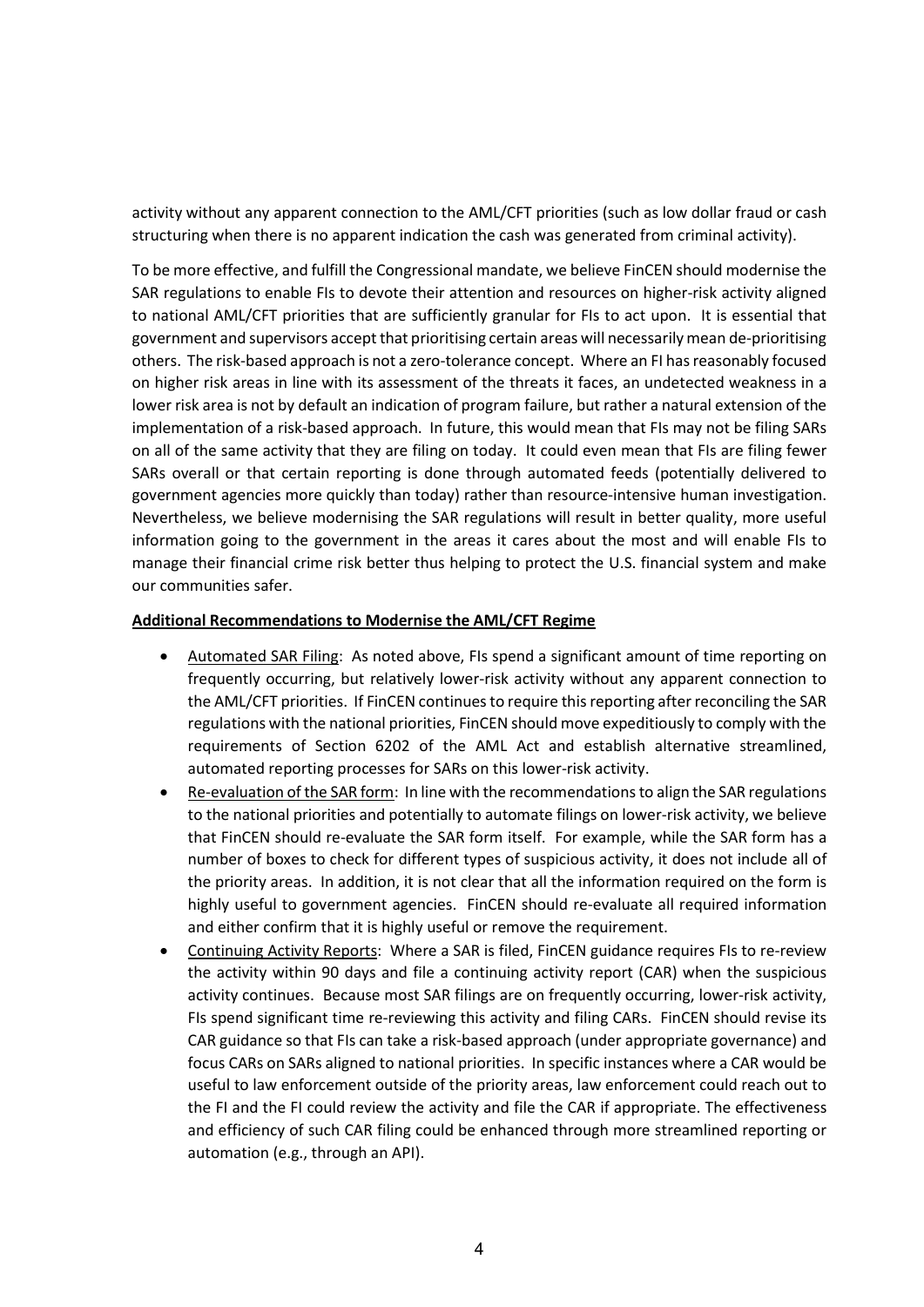activity without any apparent connection to the AML/CFT priorities (such as low dollar fraud or cash structuring when there is no apparent indication the cash was generated from criminal activity).

To be more effective, and fulfill the Congressional mandate, we believe FinCEN should modernise the SAR regulations to enable FIs to devote their attention and resources on higher-risk activity aligned to national AML/CFT priorities that are sufficiently granular for FIs to act upon. It is essential that government and supervisors accept that prioritising certain areas will necessarily mean de-prioritising others. The risk-based approach is not a zero-tolerance concept. Where an FI has reasonably focused on higher risk areas in line with its assessment of the threats it faces, an undetected weakness in a lower risk area is not by default an indication of program failure, but rather a natural extension of the implementation of a risk-based approach. In future, this would mean that FIs may not be filing SARs on all of the same activity that they are filing on today. It could even mean that FIs are filing fewer SARs overall or that certain reporting is done through automated feeds (potentially delivered to government agencies more quickly than today) rather than resource-intensive human investigation. Nevertheless, we believe modernising the SAR regulations will result in better quality, more useful information going to the government in the areas it cares about the most and will enable FIs to manage their financial crime risk better thus helping to protect the U.S. financial system and make our communities safer.

**Additional Recommendations to Modernise the AML/CFT Regime**

- Automated SAR Filing: As noted above, FIs spend a significant amount of time reporting on frequently occurring, but relatively lower-risk activity without any apparent connection to the AML/CFT priorities. If FinCEN continues to require this reporting after reconciling the SAR regulations with the national priorities, FinCEN should move expeditiously to comply with the requirements of Section 6202 of the AML Act and establish alternative streamlined, automated reporting processes for SARs on this lower-risk activity.
- Re-evaluation of the SAR form: In line with the recommendations to align the SAR regulations to the national priorities and potentially to automate filings on lower-risk activity, we believe that FinCEN should re-evaluate the SAR form itself. For example, while the SAR form has a number of boxes to check for different types of suspicious activity, it does not include all of the priority areas. In addition, it is not clear that all the information required on the form is highly useful to government agencies. FinCEN should re-evaluate all required information and either confirm that it is highly useful or remove the requirement.
- Continuing Activity Reports: Where a SAR is filed, FinCEN guidance requires FIs to re-review the activity within 90 days and file a continuing activity report (CAR) when the suspicious activity continues. Because most SAR filings are on frequently occurring, lower-risk activity, FIs spend significant time re-reviewing this activity and filing CARs. FinCEN should revise its CAR guidance so that FIs can take a risk-based approach (under appropriate governance) and focus CARs on SARs aligned to national priorities. In specific instances where a CAR would be useful to law enforcement outside of the priority areas, law enforcement could reach out to the FI and the FI could review the activity and file the CAR if appropriate. The effectiveness and efficiency of such CAR filing could be enhanced through more streamlined reporting or automation (e.g., through an API).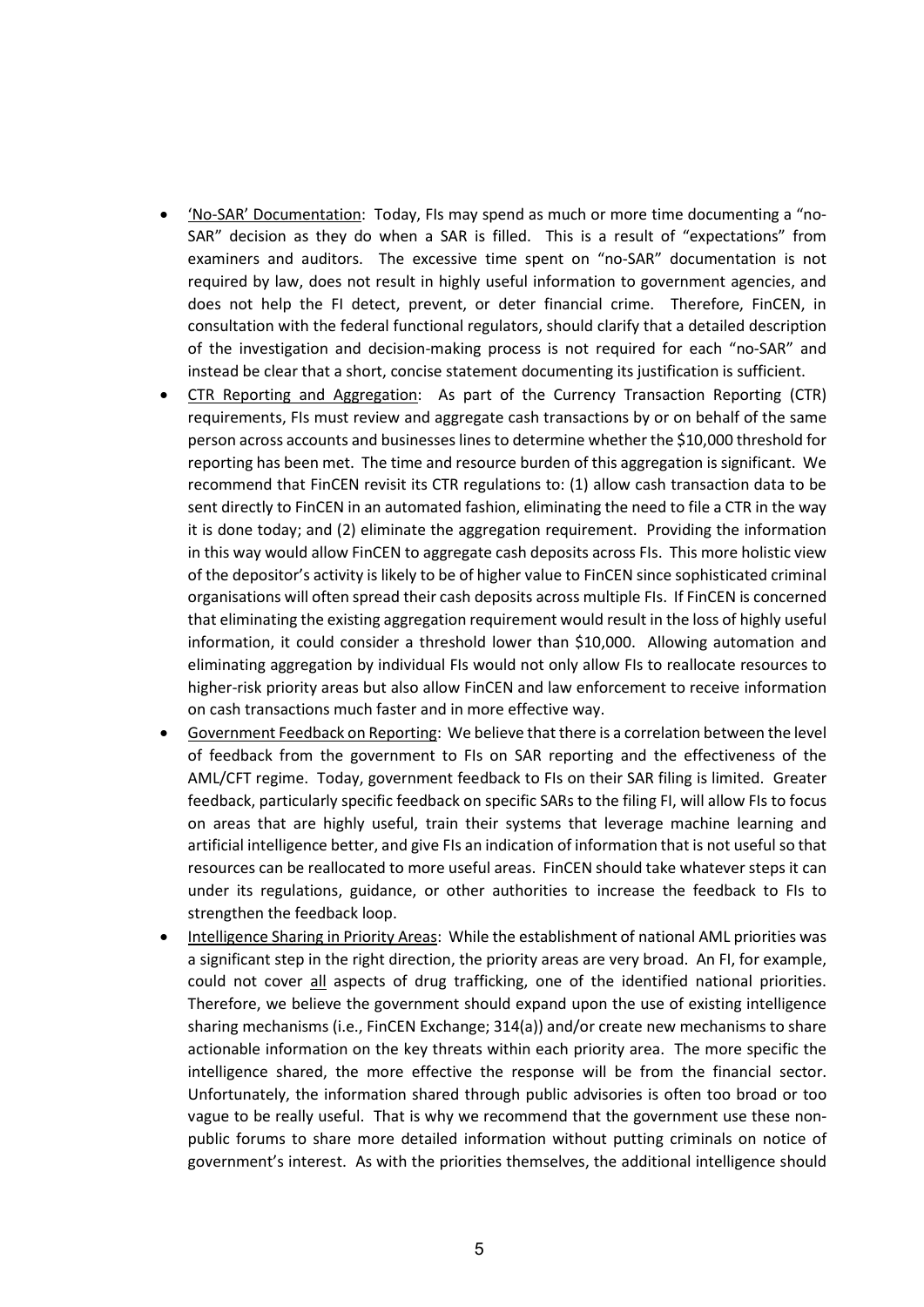- 'No-SAR' Documentation: Today, FIs may spend as much or more time documenting a "no-SAR" decision as they do when a SAR is filled. This is a result of "expectations" from examiners and auditors. The excessive time spent on "no-SAR" documentation is not required by law, does not result in highly useful information to government agencies, and does not help the FI detect, prevent, or deter financial crime. Therefore, FinCEN, in consultation with the federal functional regulators, should clarify that a detailed description of the investigation and decision-making process is not required for each "no-SAR" and instead be clear that a short, concise statement documenting its justification is sufficient.
- CTR Reporting and Aggregation: As part of the Currency Transaction Reporting (CTR) requirements, FIs must review and aggregate cash transactions by or on behalf of the same person across accounts and businesses lines to determine whether the $10,000 threshold for reporting has been met. The time and resource burden of this aggregation is significant. We recommend that FinCEN revisit its CTR regulations to: (1) allow cash transaction data to be sent directly to FinCEN in an automated fashion, eliminating the need to file a CTR in the way it is done today; and (2) eliminate the aggregation requirement. Providing the information in this way would allow FinCEN to aggregate cash deposits across FIs. This more holistic view of the depositor's activity is likely to be of higher value to FinCEN since sophisticated criminal organisations will often spread their cash deposits across multiple FIs. If FinCEN is concerned that eliminating the existing aggregation requirement would result in the loss of highly useful information, it could consider a threshold lower than $10,000. Allowing automation and eliminating aggregation by individual FIs would not only allow FIs to reallocate resources to higher-risk priority areas but also allow FinCEN and law enforcement to receive information on cash transactions much faster and in more effective way.
- Government Feedback on Reporting: We believe that there is a correlation between the level of feedback from the government to FIs on SAR reporting and the effectiveness of the AML/CFT regime. Today, government feedback to FIs on their SAR filing is limited. Greater feedback, particularly specific feedback on specific SARs to the filing FI, will allow FIs to focus on areas that are highly useful, train their systems that leverage machine learning and artificial intelligence better, and give FIs an indication of information that is not useful so that resources can be reallocated to more useful areas. FinCEN should take whatever steps it can under its regulations, guidance, or other authorities to increase the feedback to FIs to strengthen the feedback loop.
- Intelligence Sharing in Priority Areas: While the establishment of national AML priorities was a significant step in the right direction, the priority areas are very broad. An FI, for example, could not cover all aspects of drug trafficking, one of the identified national priorities. Therefore, we believe the government should expand upon the use of existing intelligence sharing mechanisms (i.e., FinCEN Exchange; 314(a)) and/or create new mechanisms to share actionable information on the key threats within each priority area. The more specific the intelligence shared, the more effective the response will be from the financial sector. Unfortunately, the information shared through public advisories is often too broad or too vague to be really useful. That is why we recommend that the government use these non-public forums to share more detailed information without putting criminals on notice of government's interest. As with the priorities themselves, the additional intelligence should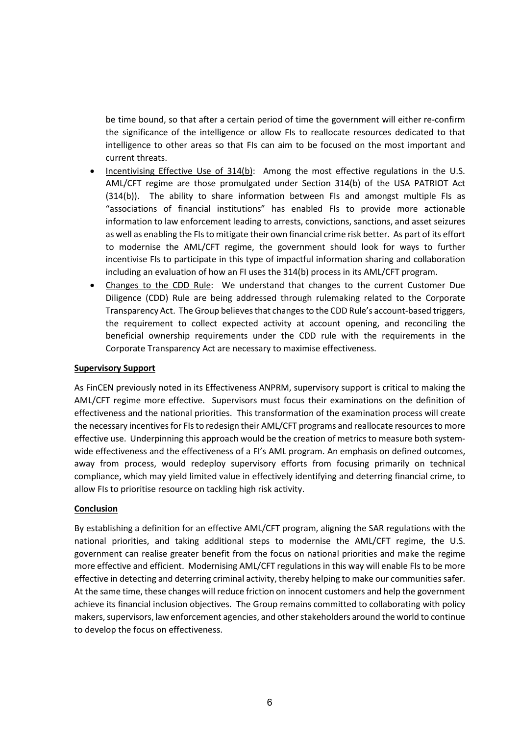be time bound, so that after a certain period of time the government will either re-confirm the significance of the intelligence or allow FIs to reallocate resources dedicated to that intelligence to other areas so that FIs can aim to be focused on the most important and current threats.

- Incentivising Effective Use of 314(b): Among the most effective regulations in the U.S. AML/CFT regime are those promulgated under Section 314(b) of the USA PATRIOT Act (314(b)). The ability to share information between FIs and amongst multiple FIs as "associations of financial institutions" has enabled FIs to provide more actionable information to law enforcement leading to arrests, convictions, sanctions, and asset seizures as well as enabling the FIs to mitigate their own financial crime risk better. As part of its effort to modernise the AML/CFT regime, the government should look for ways to further incentivise FIs to participate in this type of impactful information sharing and collaboration including an evaluation of how an FI uses the 314(b) process in its AML/CFT program.
- Changes to the CDD Rule: We understand that changes to the current Customer Due Diligence (CDD) Rule are being addressed through rulemaking related to the Corporate Transparency Act. The Group believes that changes to the CDD Rule's account-based triggers, the requirement to collect expected activity at account opening, and reconciling the beneficial ownership requirements under the CDD rule with the requirements in the Corporate Transparency Act are necessary to maximise effectiveness.

**Supervisory Support**

As FinCEN previously noted in its Effectiveness ANPRM, supervisory support is critical to making the AML/CFT regime more effective. Supervisors must focus their examinations on the definition of effectiveness and the national priorities. This transformation of the examination process will create the necessary incentives for FIs to redesign their AML/CFT programs and reallocate resources to more effective use. Underpinning this approach would be the creation of metrics to measure both system-wide effectiveness and the effectiveness of a FI's AML program. An emphasis on defined outcomes, away from process, would redeploy supervisory efforts from focusing primarily on technical compliance, which may yield limited value in effectively identifying and deterring financial crime, to allow FIs to prioritise resource on tackling high risk activity.

**Conclusion**

By establishing a definition for an effective AML/CFT program, aligning the SAR regulations with the national priorities, and taking additional steps to modernise the AML/CFT regime, the U.S. government can realise greater benefit from the focus on national priorities and make the regime more effective and efficient. Modernising AML/CFT regulations in this way will enable FIs to be more effective in detecting and deterring criminal activity, thereby helping to make our communities safer. At the same time, these changes will reduce friction on innocent customers and help the government achieve its financial inclusion objectives. The Group remains committed to collaborating with policy makers, supervisors, law enforcement agencies, and other stakeholders around the world to continue to develop the focus on effectiveness.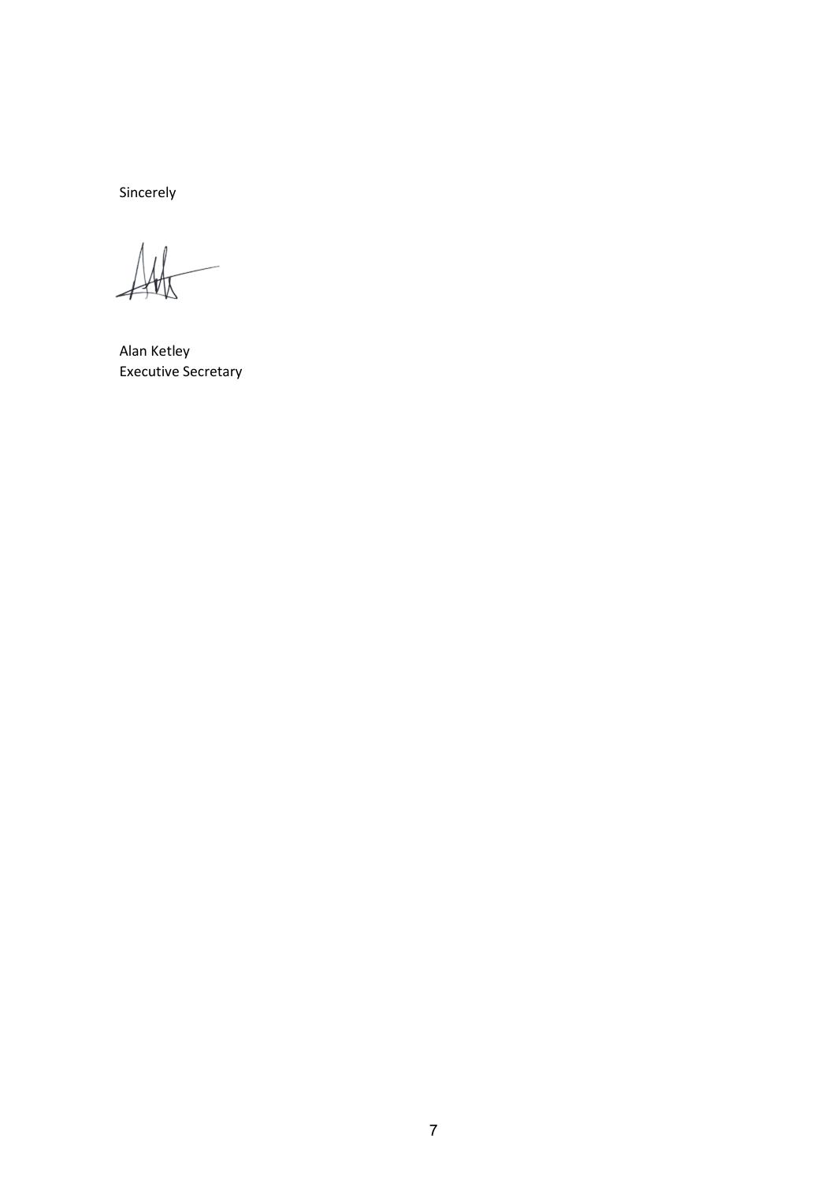Sincerely

Alan Ketley
Executive Secretary